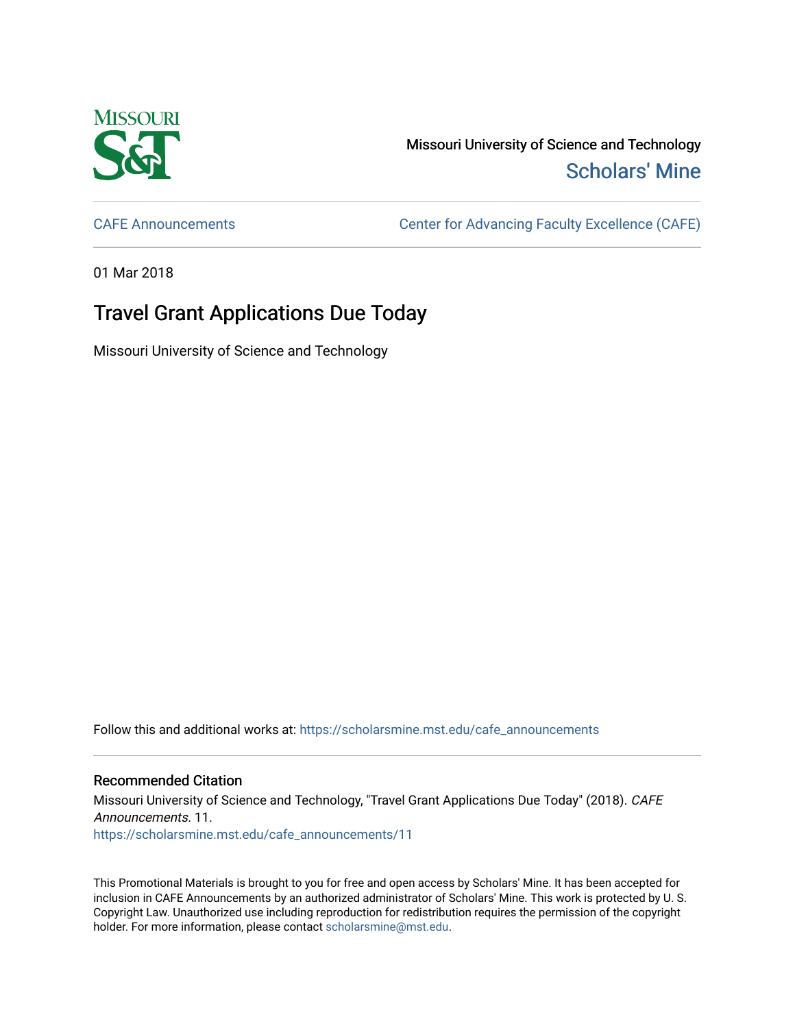Missouri University of Science and Technology

Scholars' Mine

CAFE Announcements

Center for Advancing Faculty Excellence (CAFE)

01 Mar 2018

# Travel Grant Applications Due Today

Missouri University of Science and Technology

Follow this and additional works at: https://scholarsmine.mst.edu/cafe_announcements

## Recommended Citation

Missouri University of Science and Technology, "Travel Grant Applications Due Today" (2018). *CAFE Announcements*. 11.

https://scholarsmine.mst.edu/cafe_announcements/11

This Promotional Materials is brought to you for free and open access by Scholars' Mine. It has been accepted for inclusion in CAFE Announcements by an authorized administrator of Scholars' Mine. This work is protected by U. S. Copyright Law. Unauthorized use including reproduction for redistribution requires the permission of the copyright holder. For more information, please contact scholarsmine@mst.edu.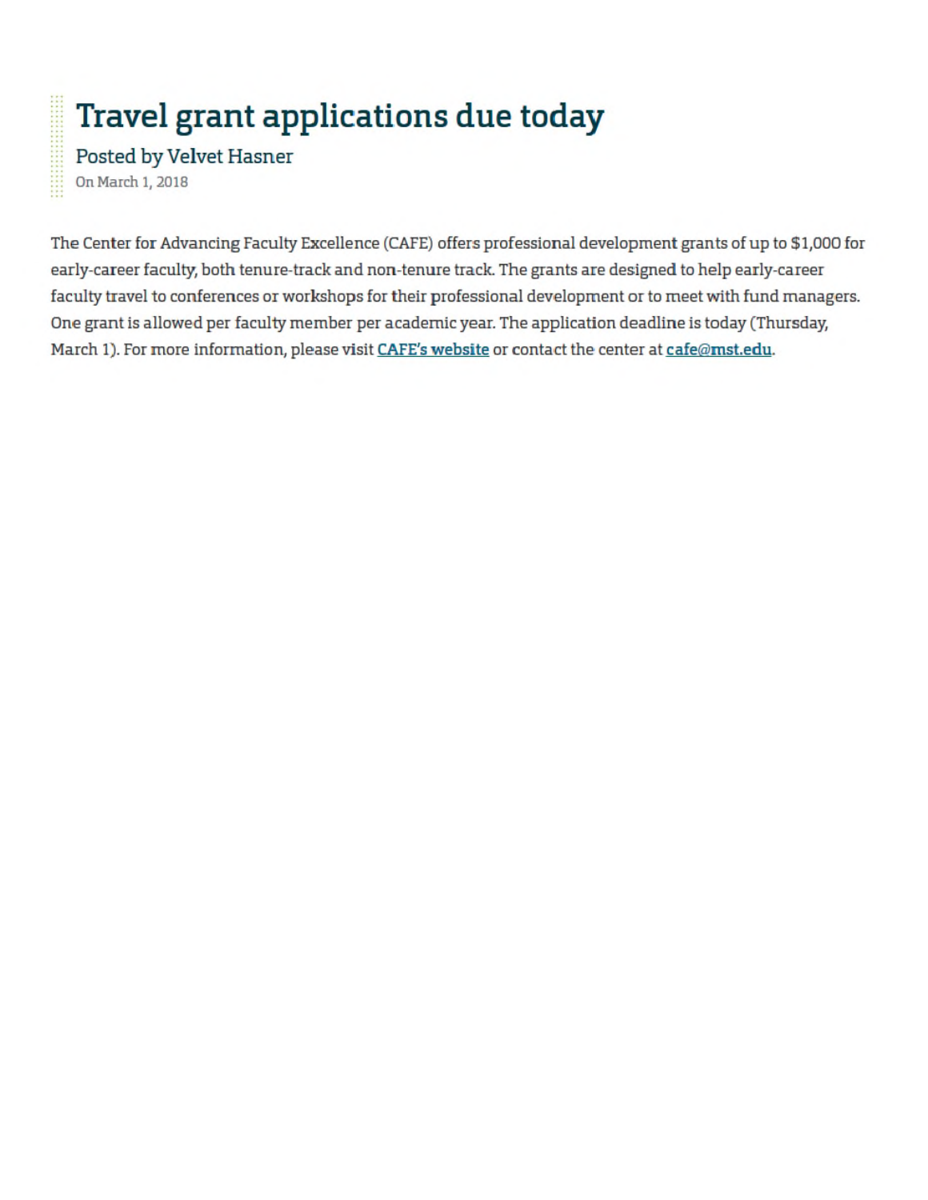# Travel grant applications due today

Posted by Velvet Hasner

On March 1, 2018

The Center for Advancing Faculty Excellence (CAFE) offers professional development grants of up to $1,000 for early-career faculty, both tenure-track and non-tenure track. The grants are designed to help early-career faculty travel to conferences or workshops for their professional development or to meet with fund managers. One grant is allowed per faculty member per academic year. The application deadline is today (Thursday, March 1). For more information, please visit CAFE's website or contact the center at cafe@mst.edu.